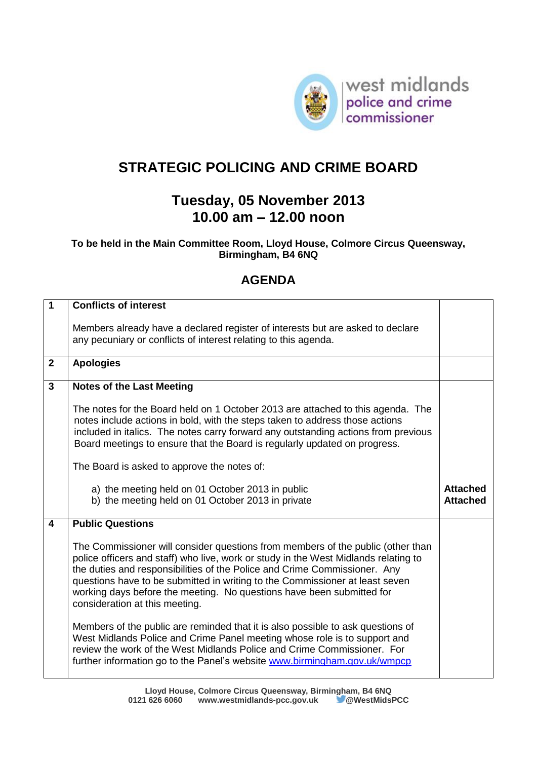# STRATEGIC POLICING AND CRIME BOARD

## Tuesday, 05 November 2013
## 10.00 am – 12.00 noon

**To be held in the Main Committee Room, Lloyd House, Colmore Circus Queensway, Birmingham, B4 6NQ**

## AGENDA

| | | |
|---|---|---|
| **1** | **Conflicts of interest**<br><br>Members already have a declared register of interests but are asked to declare any pecuniary or conflicts of interest relating to this agenda. | |
| **2** | **Apologies** | |
| **3** | **Notes of the Last Meeting**<br><br>The notes for the Board held on 1 October 2013 are attached to this agenda. The notes include actions in bold, with the steps taken to address those actions included in italics. The notes carry forward any outstanding actions from previous Board meetings to ensure that the Board is regularly updated on progress.<br><br>The Board is asked to approve the notes of:<br><br>a) the meeting held on 01 October 2013 in public<br>b) the meeting held on 01 October 2013 in private | <br><br><br><br><br><br><br>**Attached**<br>**Attached** |
| **4** | **Public Questions**<br><br>The Commissioner will consider questions from members of the public (other than police officers and staff) who live, work or study in the West Midlands relating to the duties and responsibilities of the Police and Crime Commissioner. Any questions have to be submitted in writing to the Commissioner at least seven working days before the meeting. No questions have been submitted for consideration at this meeting.<br><br>Members of the public are reminded that it is also possible to ask questions of West Midlands Police and Crime Panel meeting whose role is to support and review the work of the West Midlands Police and Crime Commissioner. For further information go to the Panel's website www.birmingham.gov.uk/wmpcp | |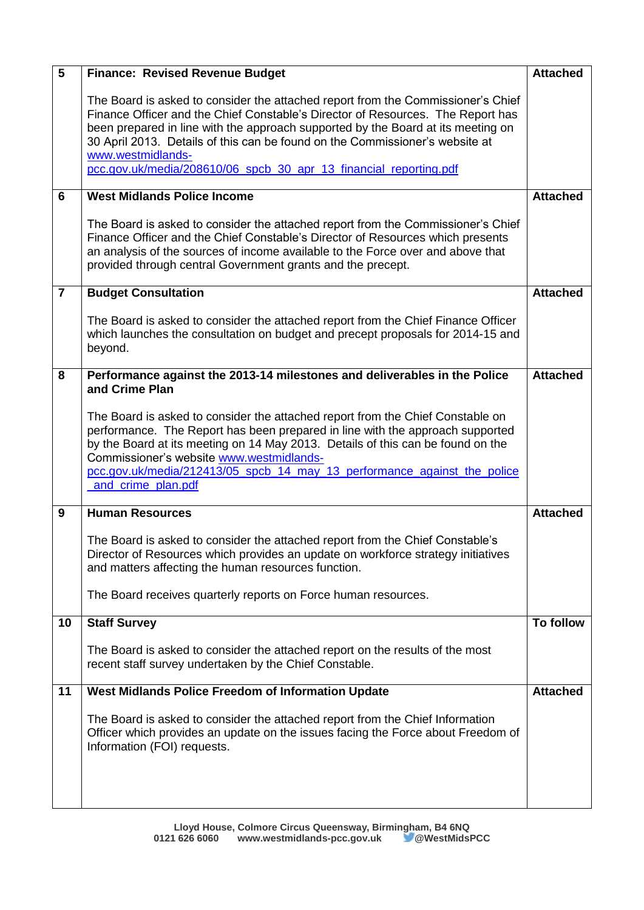| | | |
|---|---|---|
| 5 | **Finance: Revised Revenue Budget**<br><br>The Board is asked to consider the attached report from the Commissioner's Chief Finance Officer and the Chief Constable's Director of Resources. The Report has been prepared in line with the approach supported by the Board at its meeting on 30 April 2013. Details of this can be found on the Commissioner's website at www.westmidlands-pcc.gov.uk/media/208610/06_spcb_30_apr_13_financial_reporting.pdf | **Attached** |
| 6 | **West Midlands Police Income**<br><br>The Board is asked to consider the attached report from the Commissioner's Chief Finance Officer and the Chief Constable's Director of Resources which presents an analysis of the sources of income available to the Force over and above that provided through central Government grants and the precept. | **Attached** |
| 7 | **Budget Consultation**<br><br>The Board is asked to consider the attached report from the Chief Finance Officer which launches the consultation on budget and precept proposals for 2014-15 and beyond. | **Attached** |
| 8 | **Performance against the 2013-14 milestones and deliverables in the Police and Crime Plan**<br><br>The Board is asked to consider the attached report from the Chief Constable on performance. The Report has been prepared in line with the approach supported by the Board at its meeting on 14 May 2013. Details of this can be found on the Commissioner's website www.westmidlands-pcc.gov.uk/media/212413/05_spcb_14_may_13_performance_against_the_police_and_crime_plan.pdf | **Attached** |
| 9 | **Human Resources**<br><br>The Board is asked to consider the attached report from the Chief Constable's Director of Resources which provides an update on workforce strategy initiatives and matters affecting the human resources function.<br><br>The Board receives quarterly reports on Force human resources. | **Attached** |
| 10 | **Staff Survey**<br><br>The Board is asked to consider the attached report on the results of the most recent staff survey undertaken by the Chief Constable. | **To follow** |
| 11 | **West Midlands Police Freedom of Information Update**<br><br>The Board is asked to consider the attached report from the Chief Information Officer which provides an update on the issues facing the Force about Freedom of Information (FOI) requests. | **Attached** |

**Lloyd House, Colmore Circus Queensway, Birmingham, B4 6NQ**
**0121 626 6060 www.westmidlands-pcc.gov.uk @WestMidsPCC**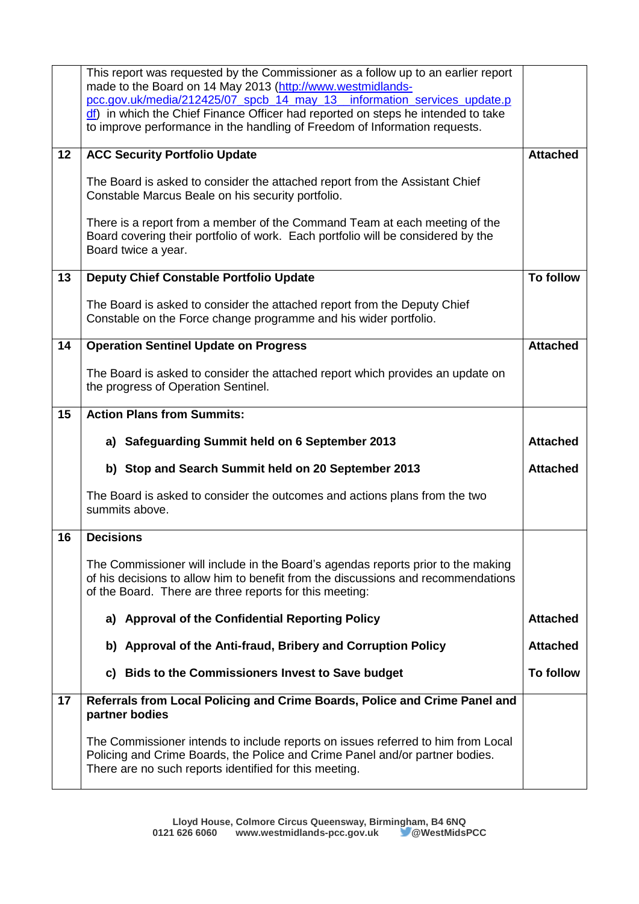| | | |
|---|---|---|
| | This report was requested by the Commissioner as a follow up to an earlier report made to the Board on 14 May 2013 ([http://www.westmidlands-pcc.gov.uk/media/212425/07_spcb_14_may_13__information_services_update.pdf](http://www.westmidlands-pcc.gov.uk/media/212425/07_spcb_14_may_13__information_services_update.pdf)) in which the Chief Finance Officer had reported on steps he intended to take to improve performance in the handling of Freedom of Information requests. | |
| **12** | **ACC Security Portfolio Update**<br><br>The Board is asked to consider the attached report from the Assistant Chief Constable Marcus Beale on his security portfolio.<br><br>There is a report from a member of the Command Team at each meeting of the Board covering their portfolio of work. Each portfolio will be considered by the Board twice a year. | **Attached** |
| **13** | **Deputy Chief Constable Portfolio Update**<br><br>The Board is asked to consider the attached report from the Deputy Chief Constable on the Force change programme and his wider portfolio. | **To follow** |
| **14** | **Operation Sentinel Update on Progress**<br><br>The Board is asked to consider the attached report which provides an update on the progress of Operation Sentinel. | **Attached** |
| **15** | **Action Plans from Summits:** | |
| | **a) Safeguarding Summit held on 6 September 2013** | **Attached** |
| | **b) Stop and Search Summit held on 20 September 2013** | **Attached** |
| | The Board is asked to consider the outcomes and actions plans from the two summits above. | |
| **16** | **Decisions**<br><br>The Commissioner will include in the Board's agendas reports prior to the making of his decisions to allow him to benefit from the discussions and recommendations of the Board. There are three reports for this meeting: | |
| | **a) Approval of the Confidential Reporting Policy** | **Attached** |
| | **b) Approval of the Anti-fraud, Bribery and Corruption Policy** | **Attached** |
| | **c) Bids to the Commissioners Invest to Save budget** | **To follow** |
| **17** | **Referrals from Local Policing and Crime Boards, Police and Crime Panel and partner bodies**<br><br>The Commissioner intends to include reports on issues referred to him from Local Policing and Crime Boards, the Police and Crime Panel and/or partner bodies. There are no such reports identified for this meeting. | |

**Lloyd House, Colmore Circus Queensway, Birmingham, B4 6NQ**
**0121 626 6060 www.westmidlands-pcc.gov.uk @WestMidsPCC**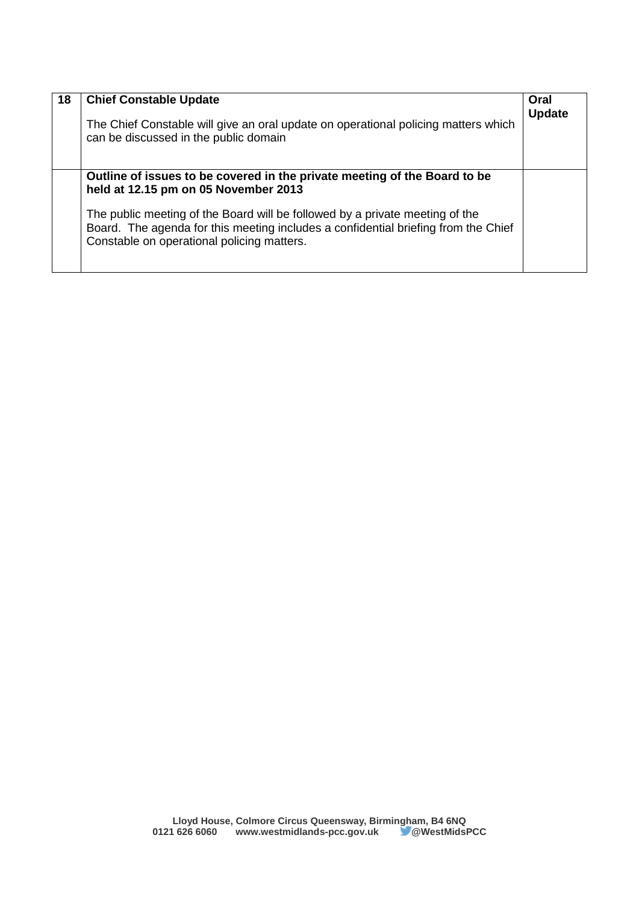| | | |
|---|---|---|
| 18 | **Chief Constable Update**<br><br>The Chief Constable will give an oral update on operational policing matters which can be discussed in the public domain | **Oral Update** |
| | **Outline of issues to be covered in the private meeting of the Board to be held at 12.15 pm on 05 November 2013**<br><br>The public meeting of the Board will be followed by a private meeting of the Board. The agenda for this meeting includes a confidential briefing from the Chief Constable on operational policing matters. | |

**Lloyd House, Colmore Circus Queensway, Birmingham, B4 6NQ**
**0121 626 6060 www.westmidlands-pcc.gov.uk @WestMidsPCC**